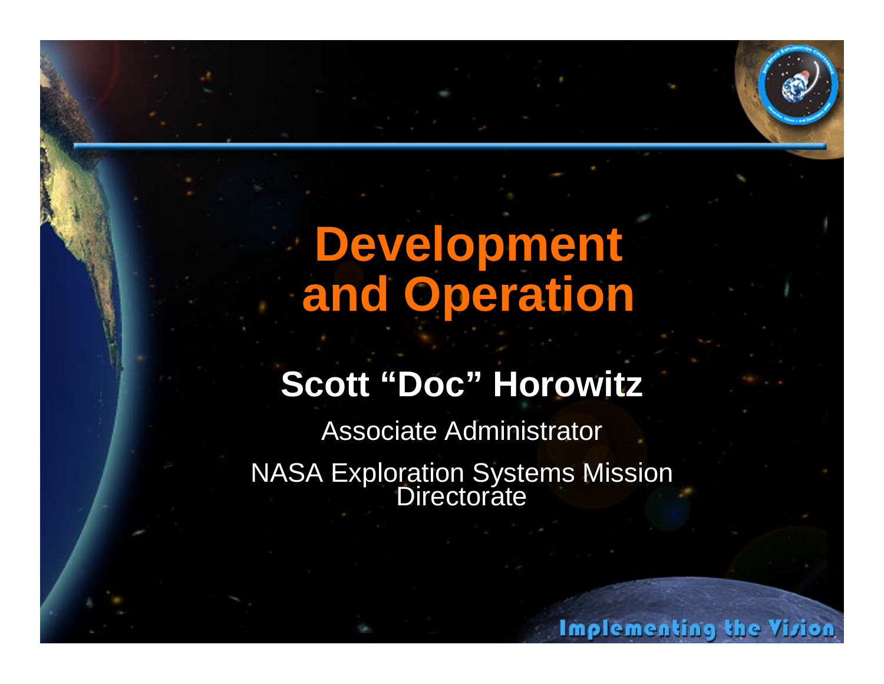# Development and Operation

**Scott “Doc” Horowitz**

Associate Administrator

NASA Exploration Systems Mission Directorate

Implementing the Vision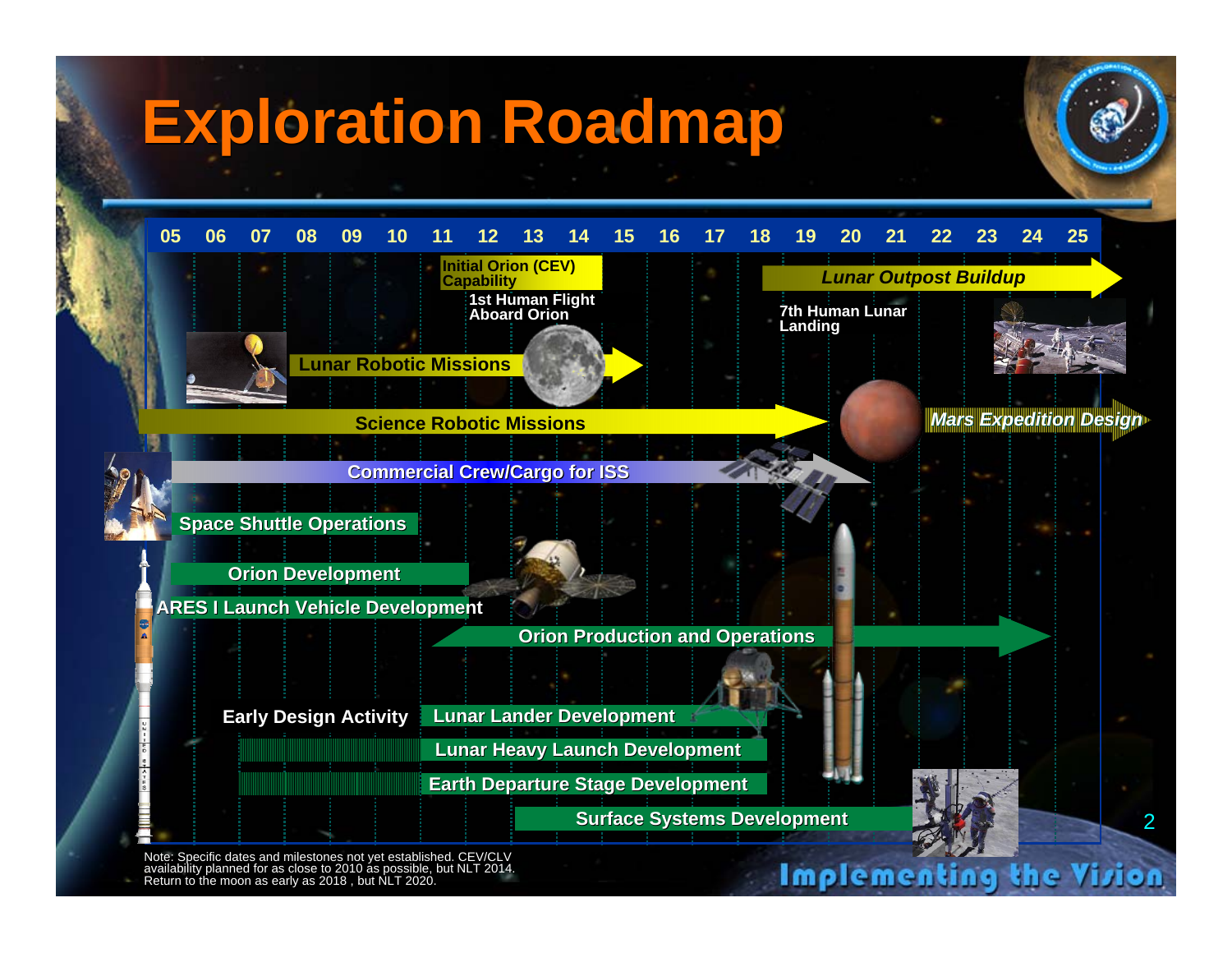# Exploration Roadmap

05 06 07 08 09 10 11 12 13 14 15 16 17 18 19 20 21 22 23 24 25

- Initial Orion (CEV) Capability
- 1st Human Flight Aboard Orion
- Lunar Outpost Buildup
- 7th Human Lunar Landing
- Lunar Robotic Missions
- Science Robotic Missions
- Mars Expedition Design
- Commercial Crew/Cargo for ISS
- Space Shuttle Operations
- Orion Development
- ARES I Launch Vehicle Development
- Orion Production and Operations
- Early Design Activity
- Lunar Lander Development
- Lunar Heavy Launch Development
- Earth Departure Stage Development
- Surface Systems Development

Note: Specific dates and milestones not yet established. CEV/CLV availability planned for as close to 2010 as possible, but NLT 2014. Return to the moon as early as 2018 , but NLT 2020.

Implementing the Vision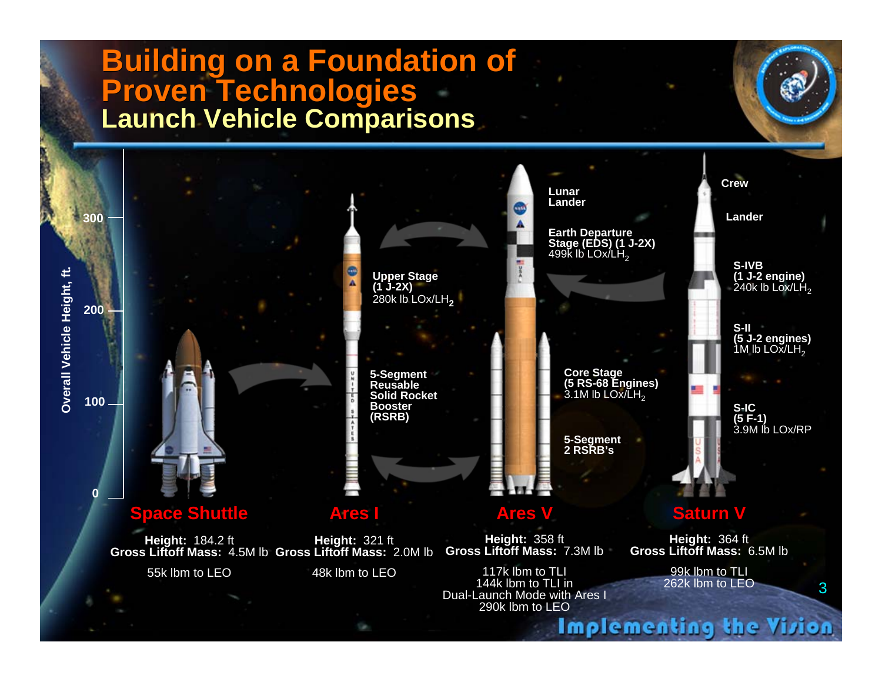# Building on a Foundation of Proven Technologies

## Launch Vehicle Comparisons

Overall Vehicle Height, ft.

0 — 100 — 200 — 300

**Ares I**

- **Upper Stage (1 J-2X)** 280k lb LOx/$LH_2$
- **5-Segment Reusable Solid Rocket Booster (RSRB)**

**Ares V**

- **Lunar Lander**
- **Earth Departure Stage (EDS) (1 J-2X)** 499k lb LOx/$LH_2$
- **Core Stage (5 RS-68 Engines)** 3.1M lb LOx/$LH_2$
- **5-Segment 2 RSRB's**

**Saturn V**

- **Crew**
- **Lander**
- **S-IVB (1 J-2 engine)** 240k lb Lox/$LH_2$
- **S-II (5 J-2 engines)** 1M lb LOx/$LH_2$
- **S-IC (5 F-1)** 3.9M lb LOx/RP

| Space Shuttle | Ares I | Ares V | Saturn V |
|---|---|---|---|
| **Height:** 184.2 ft | **Height:** 321 ft | **Height:** 358 ft | **Height:** 364 ft |
| **Gross Liftoff Mass:** 4.5M lb | **Gross Liftoff Mass:** 2.0M lb | **Gross Liftoff Mass:** 7.3M lb | **Gross Liftoff Mass:** 6.5M lb |
| 55k lbm to LEO | 48k lbm to LEO | 117k lbm to TLI<br>144k lbm to TLI in Dual-Launch Mode with Ares I<br>290k lbm to LEO | 99k lbm to TLI<br>262k lbm to LEO |

Implementing the Vision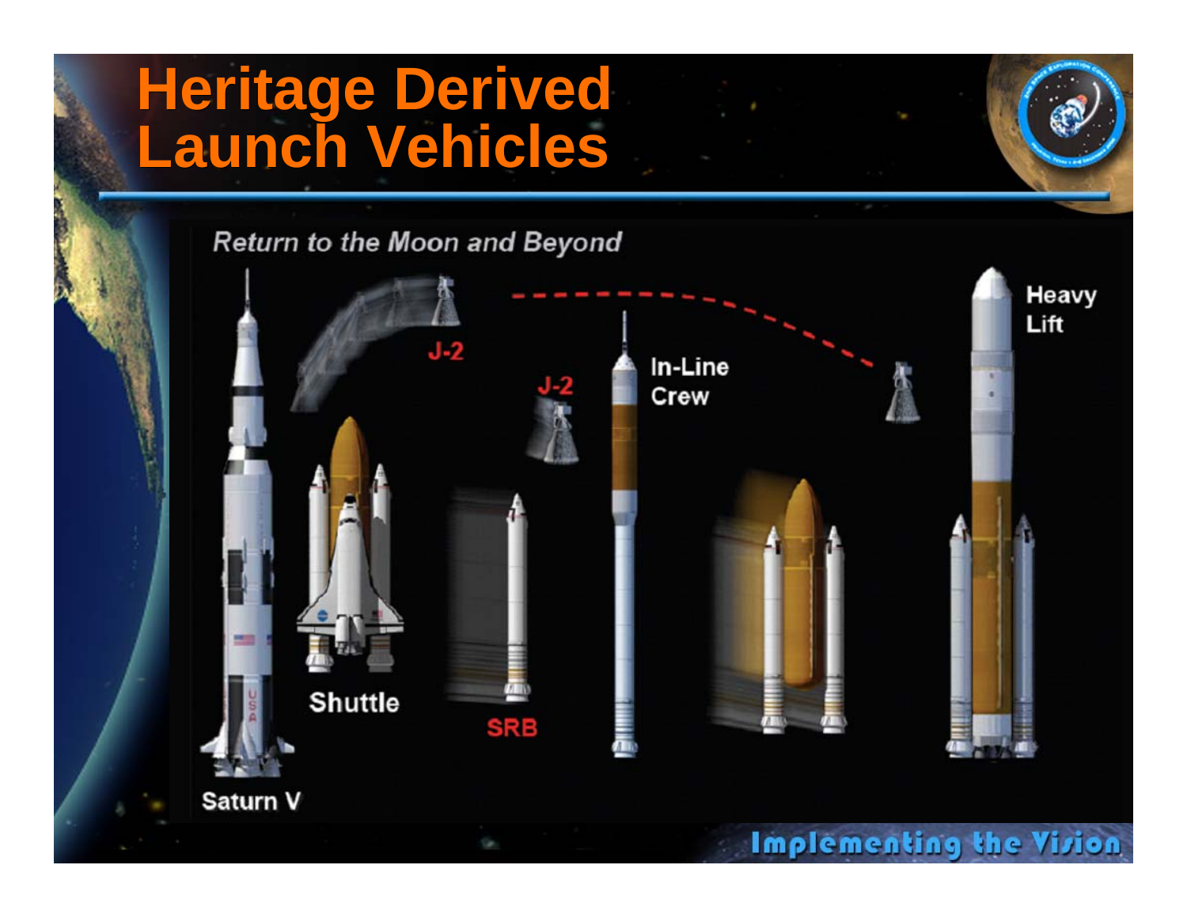# Heritage Derived Launch Vehicles

*Return to the Moon and Beyond*

J-2

J-2

In-Line Crew

Heavy Lift

Saturn V

Shuttle

SRB

Implementing the Vision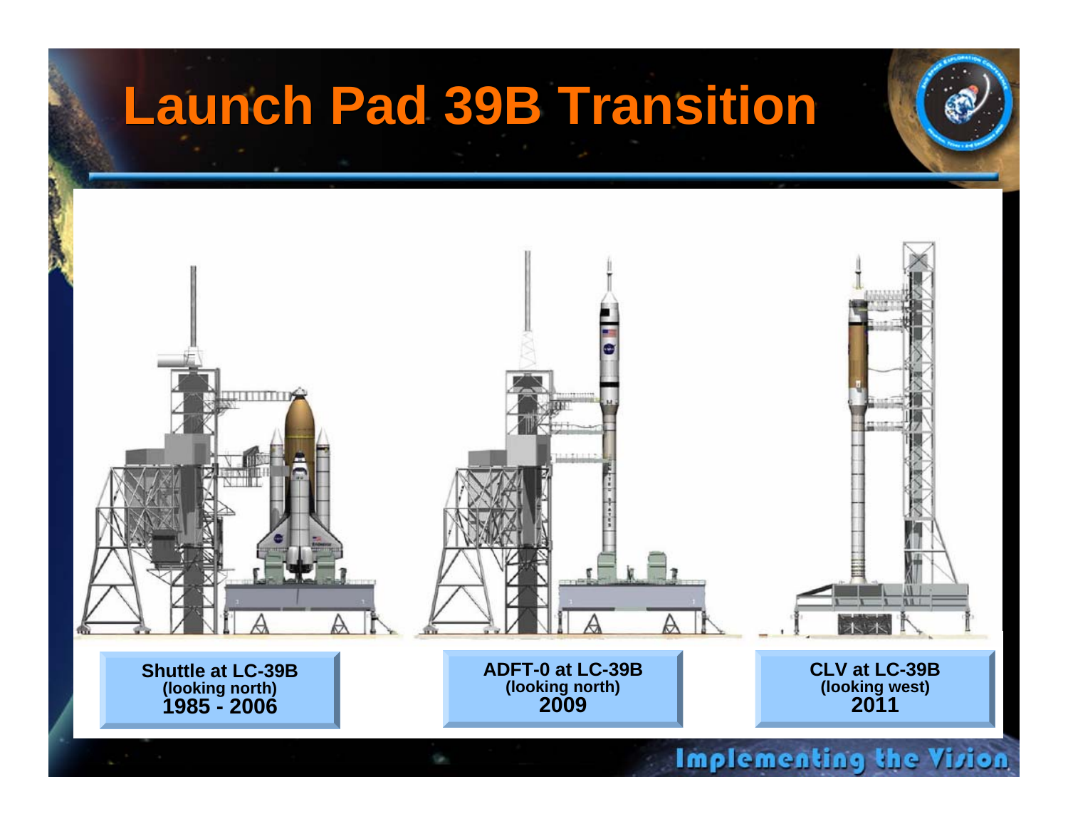# Launch Pad 39B Transition

**Shuttle at LC-39B**
**(looking north)**
**1985 - 2006**

**ADFT-0 at LC-39B**
**(looking north)**
**2009**

**CLV at LC-39B**
**(looking west)**
**2011**

Implementing the Vision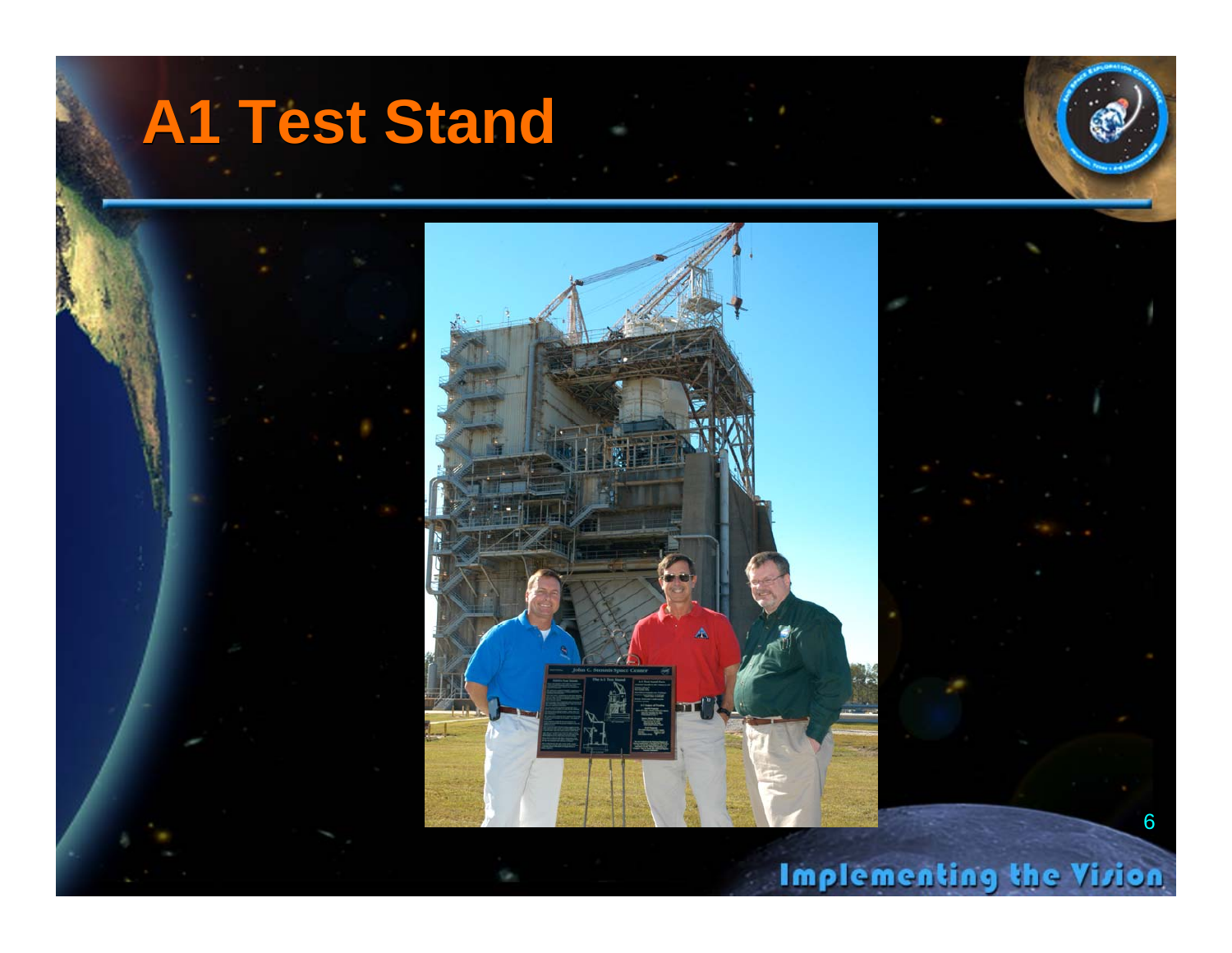# A1 Test Stand